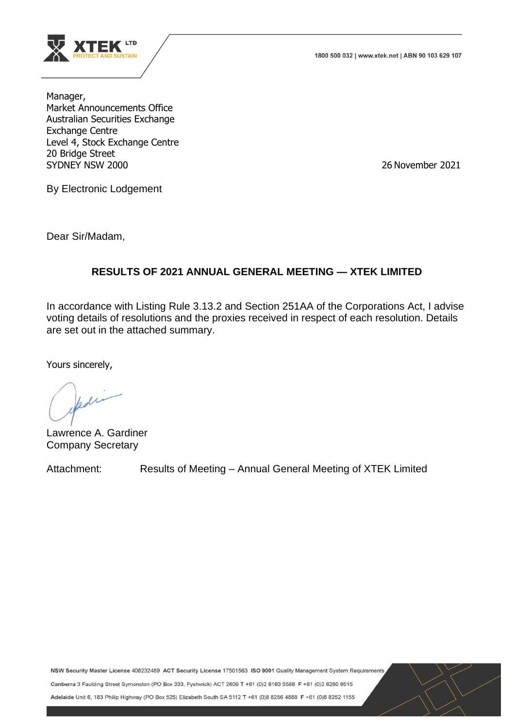1800 500 032 | www.xtek.net | ABN 90 103 629 107

Manager,
Market Announcements Office
Australian Securities Exchange
Exchange Centre
Level 4, Stock Exchange Centre
20 Bridge Street
SYDNEY NSW 2000

26 November 2021

By Electronic Lodgement

Dear Sir/Madam,

**RESULTS OF 2021 ANNUAL GENERAL MEETING — XTEK LIMITED**

In accordance with Listing Rule 3.13.2 and Section 251AA of the Corporations Act, I advise voting details of resolutions and the proxies received in respect of each resolution. Details are set out in the attached summary.

Yours sincerely,

Lawrence A. Gardiner
Company Secretary

Attachment: Results of Meeting – Annual General Meeting of XTEK Limited

**NSW Security Master License** 408232489 **ACT Security License** 17501563 **ISO 9001** Quality Management System Requirements

**Canberra** 3 Faulding Street Symonston (PO Box 333, Fyshwick) ACT 2609 **T** +61 (0)2 6163 5588 **F** +61 (0)2 6280 6515

**Adelaide** Unit 6, 183 Philip Highway (PO Box 525) Elizabeth South SA 5112 **T** +61 (0)8 8256 4888 **F** +61 (0)8 8252 1155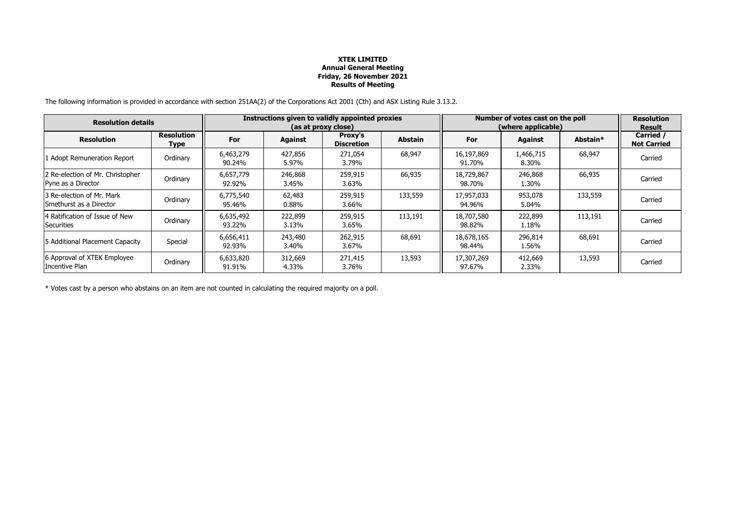**XTEK LIMITED**
**Annual General Meeting**
**Friday, 26 November 2021**
**Results of Meeting**

The following information is provided in accordance with section 251AA(2) of the Corporations Act 2001 (Cth) and ASX Listing Rule 3.13.2.

| Resolution details | | Instructions given to validly appointed proxies (as at proxy close) | | | | Number of votes cast on the poll (where applicable) | | | Resolution Result |
|---|---|---|---|---|---|---|---|---|---|
| **Resolution** | **Resolution Type** | **For** | **Against** | **Proxy's Discretion** | **Abstain** | **For** | **Against** | **Abstain*** | **Carried / Not Carried** |
| 1 Adopt Remuneration Report | Ordinary | 6,463,279 90.24% | 427,856 5.97% | 271,054 3.79% | 68,947 | 16,197,869 91.70% | 1,466,715 8.30% | 68,947 | Carried |
| 2 Re-election of Mr. Christopher Pyne as a Director | Ordinary | 6,657,779 92.92% | 246,868 3.45% | 259,915 3.63% | 66,935 | 18,729,867 98.70% | 246,868 1.30% | 66,935 | Carried |
| 3 Re-election of Mr. Mark Smethurst as a Director | Ordinary | 6,775,540 95.46% | 62,483 0.88% | 259,915 3.66% | 133,559 | 17,957,033 94.96% | 953,078 5.04% | 133,559 | Carried |
| 4 Ratification of Issue of New Securities | Ordinary | 6,635,492 93.22% | 222,899 3.13% | 259,915 3.65% | 113,191 | 18,707,580 98.82% | 222,899 1.18% | 113,191 | Carried |
| 5 Additional Placement Capacity | Special | 6,656,411 92.93% | 243,480 3.40% | 262,915 3.67% | 68,691 | 18,678,165 98.44% | 296,814 1.56% | 68,691 | Carried |
| 6 Approval of XTEK Employee Incentive Plan | Ordinary | 6,633,820 91.91% | 312,669 4.33% | 271,415 3.76% | 13,593 | 17,307,269 97.67% | 412,669 2.33% | 13,593 | Carried |

* Votes cast by a person who abstains on an item are not counted in calculating the required majority on a poll.